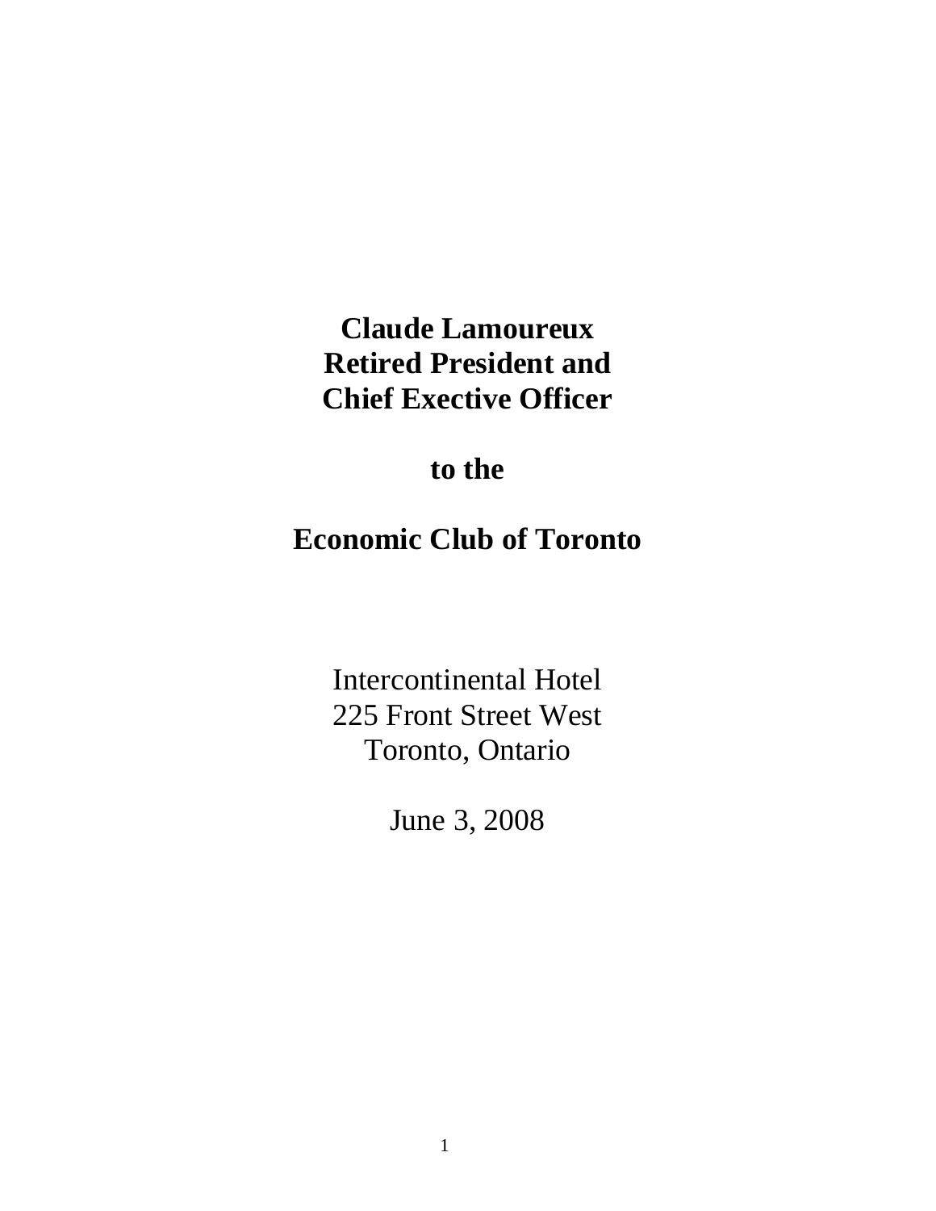**Claude Lamoureux**
**Retired President and**
**Chief Exective Officer**

**to the**

**Economic Club of Toronto**

Intercontinental Hotel
225 Front Street West
Toronto, Ontario

June 3, 2008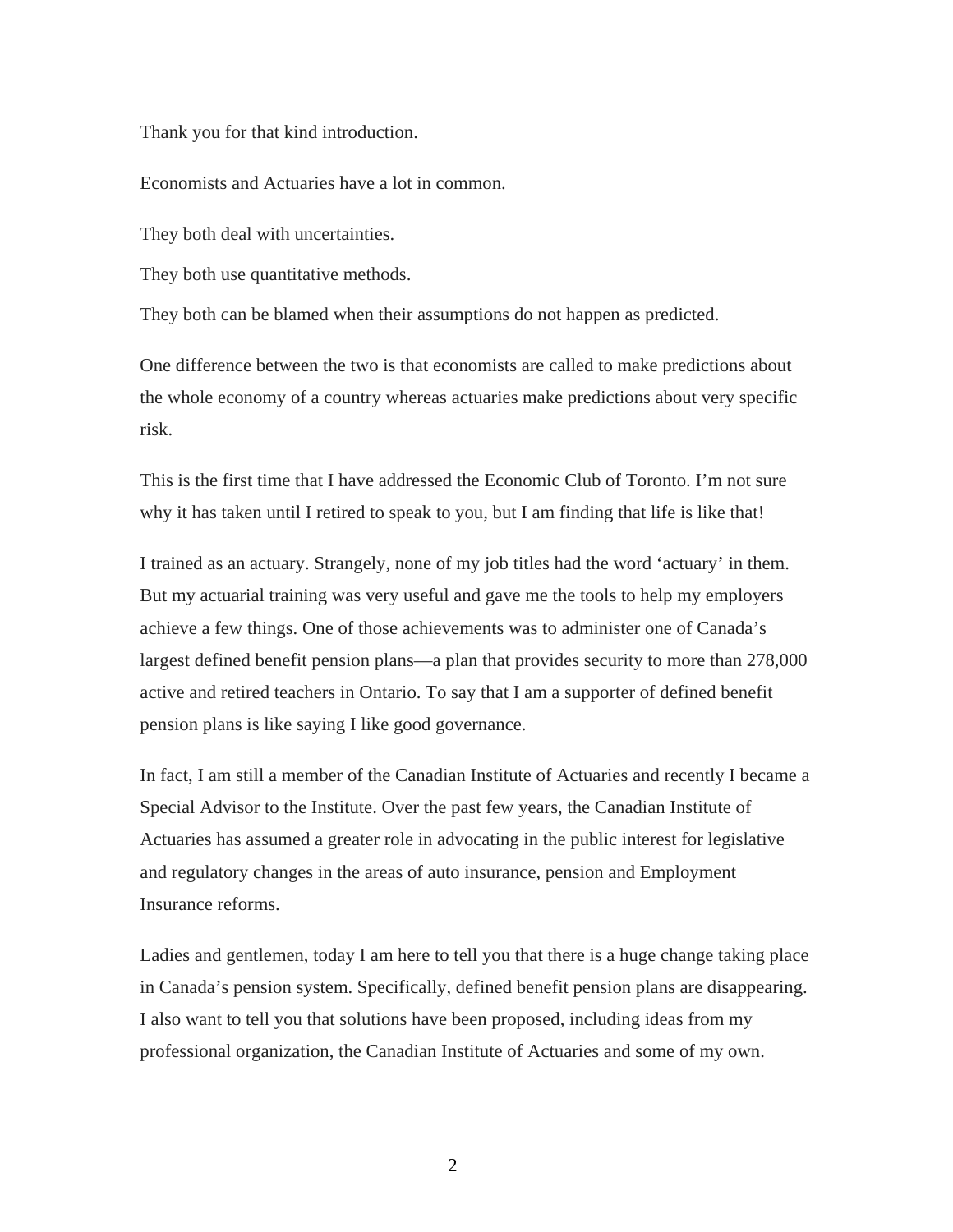Thank you for that kind introduction.

Economists and Actuaries have a lot in common.

They both deal with uncertainties.

They both use quantitative methods.

They both can be blamed when their assumptions do not happen as predicted.

One difference between the two is that economists are called to make predictions about the whole economy of a country whereas actuaries make predictions about very specific risk.

This is the first time that I have addressed the Economic Club of Toronto. I'm not sure why it has taken until I retired to speak to you, but I am finding that life is like that!

I trained as an actuary. Strangely, none of my job titles had the word 'actuary' in them. But my actuarial training was very useful and gave me the tools to help my employers achieve a few things. One of those achievements was to administer one of Canada's largest defined benefit pension plans—a plan that provides security to more than 278,000 active and retired teachers in Ontario. To say that I am a supporter of defined benefit pension plans is like saying I like good governance.

In fact, I am still a member of the Canadian Institute of Actuaries and recently I became a Special Advisor to the Institute. Over the past few years, the Canadian Institute of Actuaries has assumed a greater role in advocating in the public interest for legislative and regulatory changes in the areas of auto insurance, pension and Employment Insurance reforms.

Ladies and gentlemen, today I am here to tell you that there is a huge change taking place in Canada's pension system. Specifically, defined benefit pension plans are disappearing. I also want to tell you that solutions have been proposed, including ideas from my professional organization, the Canadian Institute of Actuaries and some of my own.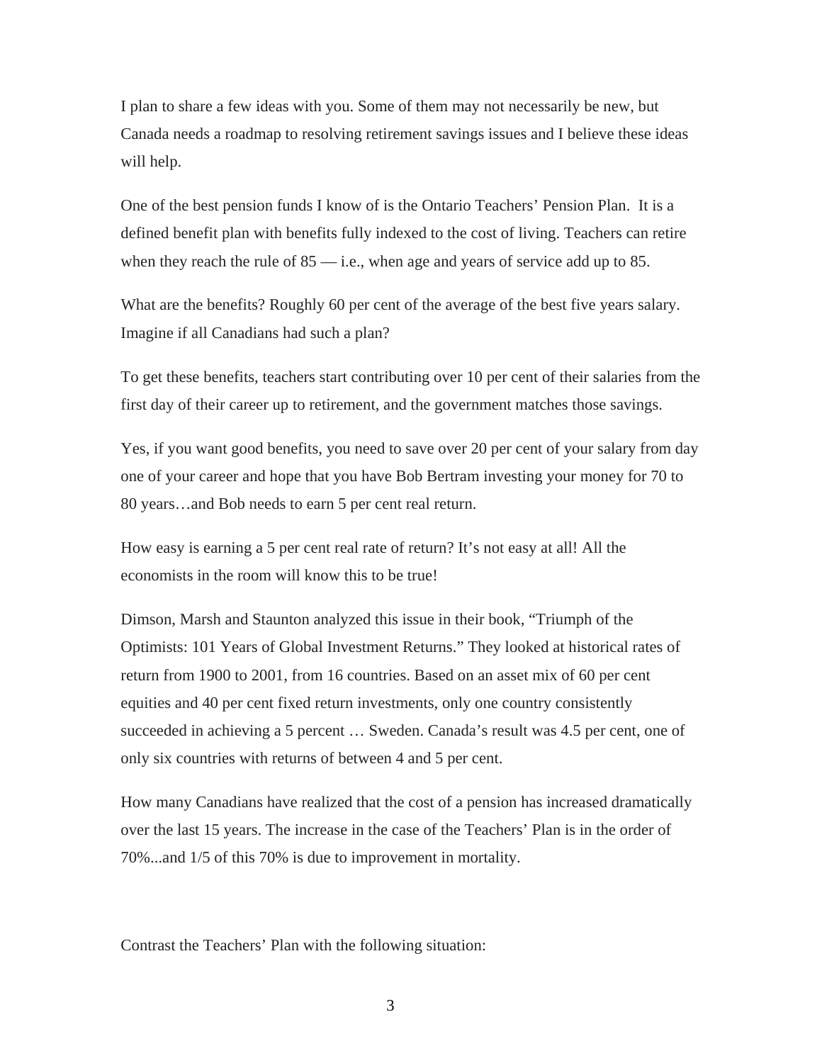I plan to share a few ideas with you. Some of them may not necessarily be new, but Canada needs a roadmap to resolving retirement savings issues and I believe these ideas will help.

One of the best pension funds I know of is the Ontario Teachers' Pension Plan. It is a defined benefit plan with benefits fully indexed to the cost of living. Teachers can retire when they reach the rule of 85 — i.e., when age and years of service add up to 85.

What are the benefits? Roughly 60 per cent of the average of the best five years salary. Imagine if all Canadians had such a plan?

To get these benefits, teachers start contributing over 10 per cent of their salaries from the first day of their career up to retirement, and the government matches those savings.

Yes, if you want good benefits, you need to save over 20 per cent of your salary from day one of your career and hope that you have Bob Bertram investing your money for 70 to 80 years…and Bob needs to earn 5 per cent real return.

How easy is earning a 5 per cent real rate of return? It's not easy at all! All the economists in the room will know this to be true!

Dimson, Marsh and Staunton analyzed this issue in their book, "Triumph of the Optimists: 101 Years of Global Investment Returns." They looked at historical rates of return from 1900 to 2001, from 16 countries. Based on an asset mix of 60 per cent equities and 40 per cent fixed return investments, only one country consistently succeeded in achieving a 5 percent … Sweden. Canada's result was 4.5 per cent, one of only six countries with returns of between 4 and 5 per cent.

How many Canadians have realized that the cost of a pension has increased dramatically over the last 15 years. The increase in the case of the Teachers' Plan is in the order of 70%...and 1/5 of this 70% is due to improvement in mortality.

Contrast the Teachers' Plan with the following situation: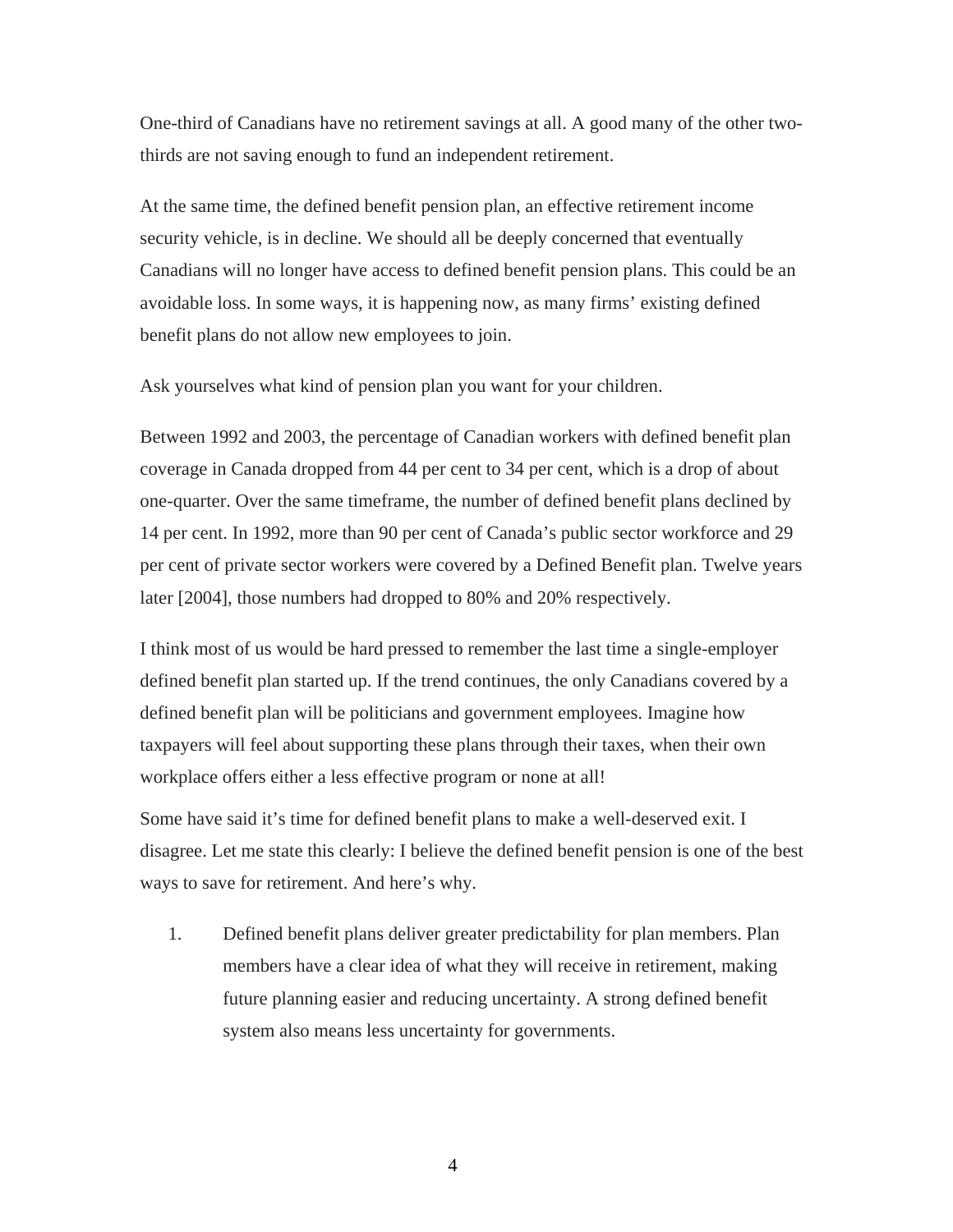One-third of Canadians have no retirement savings at all. A good many of the other two-thirds are not saving enough to fund an independent retirement.

At the same time, the defined benefit pension plan, an effective retirement income security vehicle, is in decline. We should all be deeply concerned that eventually Canadians will no longer have access to defined benefit pension plans. This could be an avoidable loss. In some ways, it is happening now, as many firms' existing defined benefit plans do not allow new employees to join.

Ask yourselves what kind of pension plan you want for your children.

Between 1992 and 2003, the percentage of Canadian workers with defined benefit plan coverage in Canada dropped from 44 per cent to 34 per cent, which is a drop of about one-quarter. Over the same timeframe, the number of defined benefit plans declined by 14 per cent. In 1992, more than 90 per cent of Canada's public sector workforce and 29 per cent of private sector workers were covered by a Defined Benefit plan. Twelve years later [2004], those numbers had dropped to 80% and 20% respectively.

I think most of us would be hard pressed to remember the last time a single-employer defined benefit plan started up. If the trend continues, the only Canadians covered by a defined benefit plan will be politicians and government employees. Imagine how taxpayers will feel about supporting these plans through their taxes, when their own workplace offers either a less effective program or none at all!

Some have said it's time for defined benefit plans to make a well-deserved exit. I disagree. Let me state this clearly: I believe the defined benefit pension is one of the best ways to save for retirement. And here's why.

1. Defined benefit plans deliver greater predictability for plan members. Plan members have a clear idea of what they will receive in retirement, making future planning easier and reducing uncertainty. A strong defined benefit system also means less uncertainty for governments.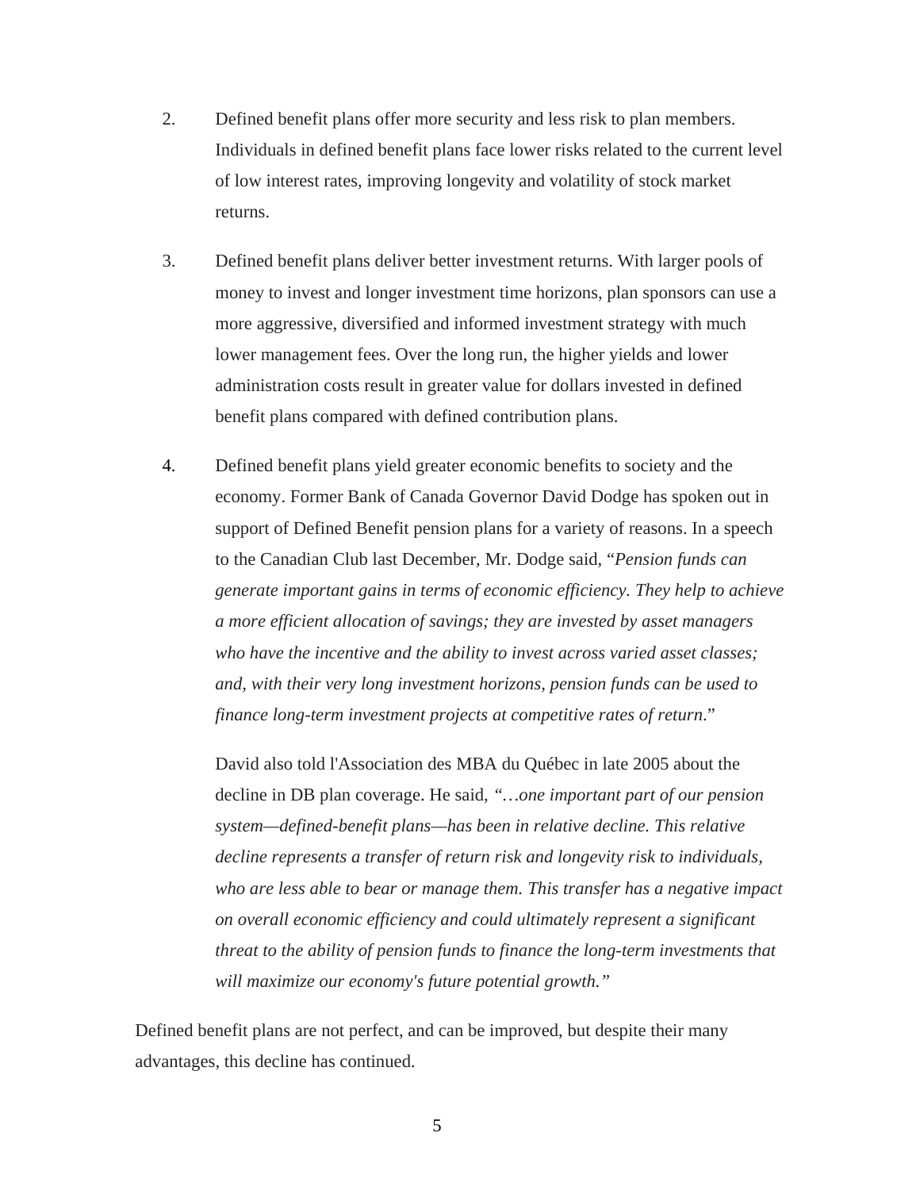2. Defined benefit plans offer more security and less risk to plan members. Individuals in defined benefit plans face lower risks related to the current level of low interest rates, improving longevity and volatility of stock market returns.

3. Defined benefit plans deliver better investment returns. With larger pools of money to invest and longer investment time horizons, plan sponsors can use a more aggressive, diversified and informed investment strategy with much lower management fees. Over the long run, the higher yields and lower administration costs result in greater value for dollars invested in defined benefit plans compared with defined contribution plans.

4. Defined benefit plans yield greater economic benefits to society and the economy. Former Bank of Canada Governor David Dodge has spoken out in support of Defined Benefit pension plans for a variety of reasons. In a speech to the Canadian Club last December, Mr. Dodge said, "*Pension funds can generate important gains in terms of economic efficiency. They help to achieve a more efficient allocation of savings; they are invested by asset managers who have the incentive and the ability to invest across varied asset classes; and, with their very long investment horizons, pension funds can be used to finance long-term investment projects at competitive rates of return*."

   David also told l'Association des MBA du Québec in late 2005 about the decline in DB plan coverage. He said, *"…one important part of our pension system—defined-benefit plans—has been in relative decline. This relative decline represents a transfer of return risk and longevity risk to individuals, who are less able to bear or manage them. This transfer has a negative impact on overall economic efficiency and could ultimately represent a significant threat to the ability of pension funds to finance the long-term investments that will maximize our economy's future potential growth."*

Defined benefit plans are not perfect, and can be improved, but despite their many advantages, this decline has continued.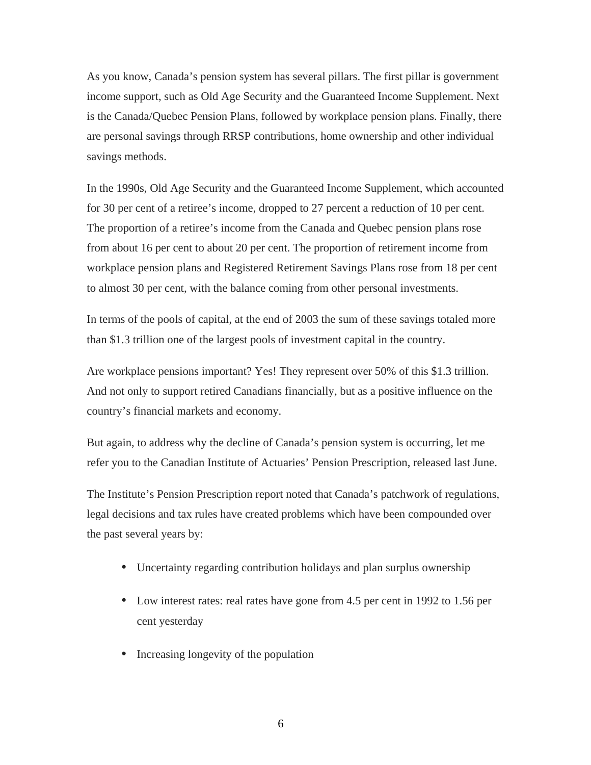As you know, Canada's pension system has several pillars. The first pillar is government income support, such as Old Age Security and the Guaranteed Income Supplement. Next is the Canada/Quebec Pension Plans, followed by workplace pension plans. Finally, there are personal savings through RRSP contributions, home ownership and other individual savings methods.

In the 1990s, Old Age Security and the Guaranteed Income Supplement, which accounted for 30 per cent of a retiree's income, dropped to 27 percent a reduction of 10 per cent. The proportion of a retiree's income from the Canada and Quebec pension plans rose from about 16 per cent to about 20 per cent. The proportion of retirement income from workplace pension plans and Registered Retirement Savings Plans rose from 18 per cent to almost 30 per cent, with the balance coming from other personal investments.

In terms of the pools of capital, at the end of 2003 the sum of these savings totaled more than $1.3 trillion one of the largest pools of investment capital in the country.

Are workplace pensions important? Yes! They represent over 50% of this $1.3 trillion. And not only to support retired Canadians financially, but as a positive influence on the country's financial markets and economy.

But again, to address why the decline of Canada's pension system is occurring, let me refer you to the Canadian Institute of Actuaries' Pension Prescription, released last June.

The Institute's Pension Prescription report noted that Canada's patchwork of regulations, legal decisions and tax rules have created problems which have been compounded over the past several years by:

- Uncertainty regarding contribution holidays and plan surplus ownership
- Low interest rates: real rates have gone from 4.5 per cent in 1992 to 1.56 per cent yesterday
- Increasing longevity of the population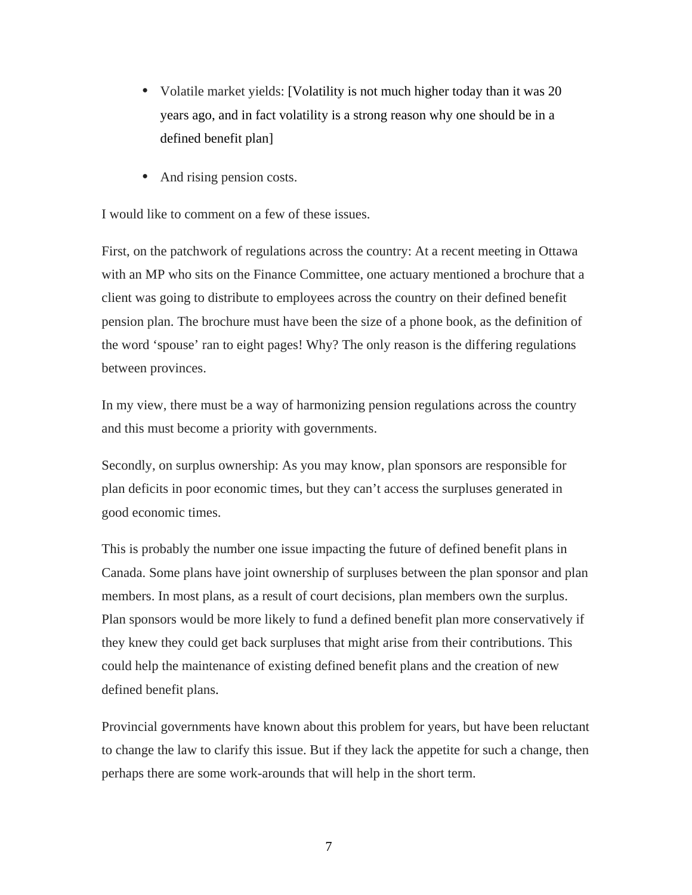- Volatile market yields: [Volatility is not much higher today than it was 20 years ago, and in fact volatility is a strong reason why one should be in a defined benefit plan]
- And rising pension costs.

I would like to comment on a few of these issues.

First, on the patchwork of regulations across the country: At a recent meeting in Ottawa with an MP who sits on the Finance Committee, one actuary mentioned a brochure that a client was going to distribute to employees across the country on their defined benefit pension plan. The brochure must have been the size of a phone book, as the definition of the word 'spouse' ran to eight pages! Why? The only reason is the differing regulations between provinces.

In my view, there must be a way of harmonizing pension regulations across the country and this must become a priority with governments.

Secondly, on surplus ownership: As you may know, plan sponsors are responsible for plan deficits in poor economic times, but they can't access the surpluses generated in good economic times.

This is probably the number one issue impacting the future of defined benefit plans in Canada. Some plans have joint ownership of surpluses between the plan sponsor and plan members. In most plans, as a result of court decisions, plan members own the surplus. Plan sponsors would be more likely to fund a defined benefit plan more conservatively if they knew they could get back surpluses that might arise from their contributions. This could help the maintenance of existing defined benefit plans and the creation of new defined benefit plans.

Provincial governments have known about this problem for years, but have been reluctant to change the law to clarify this issue. But if they lack the appetite for such a change, then perhaps there are some work-arounds that will help in the short term.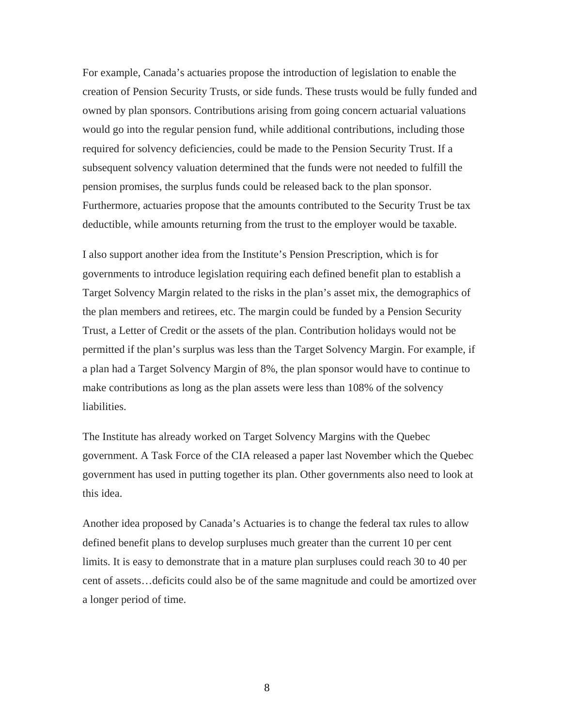For example, Canada's actuaries propose the introduction of legislation to enable the creation of Pension Security Trusts, or side funds. These trusts would be fully funded and owned by plan sponsors. Contributions arising from going concern actuarial valuations would go into the regular pension fund, while additional contributions, including those required for solvency deficiencies, could be made to the Pension Security Trust. If a subsequent solvency valuation determined that the funds were not needed to fulfill the pension promises, the surplus funds could be released back to the plan sponsor. Furthermore, actuaries propose that the amounts contributed to the Security Trust be tax deductible, while amounts returning from the trust to the employer would be taxable.

I also support another idea from the Institute's Pension Prescription, which is for governments to introduce legislation requiring each defined benefit plan to establish a Target Solvency Margin related to the risks in the plan's asset mix, the demographics of the plan members and retirees, etc. The margin could be funded by a Pension Security Trust, a Letter of Credit or the assets of the plan. Contribution holidays would not be permitted if the plan's surplus was less than the Target Solvency Margin. For example, if a plan had a Target Solvency Margin of 8%, the plan sponsor would have to continue to make contributions as long as the plan assets were less than 108% of the solvency liabilities.

The Institute has already worked on Target Solvency Margins with the Quebec government. A Task Force of the CIA released a paper last November which the Quebec government has used in putting together its plan. Other governments also need to look at this idea.

Another idea proposed by Canada's Actuaries is to change the federal tax rules to allow defined benefit plans to develop surpluses much greater than the current 10 per cent limits. It is easy to demonstrate that in a mature plan surpluses could reach 30 to 40 per cent of assets…deficits could also be of the same magnitude and could be amortized over a longer period of time.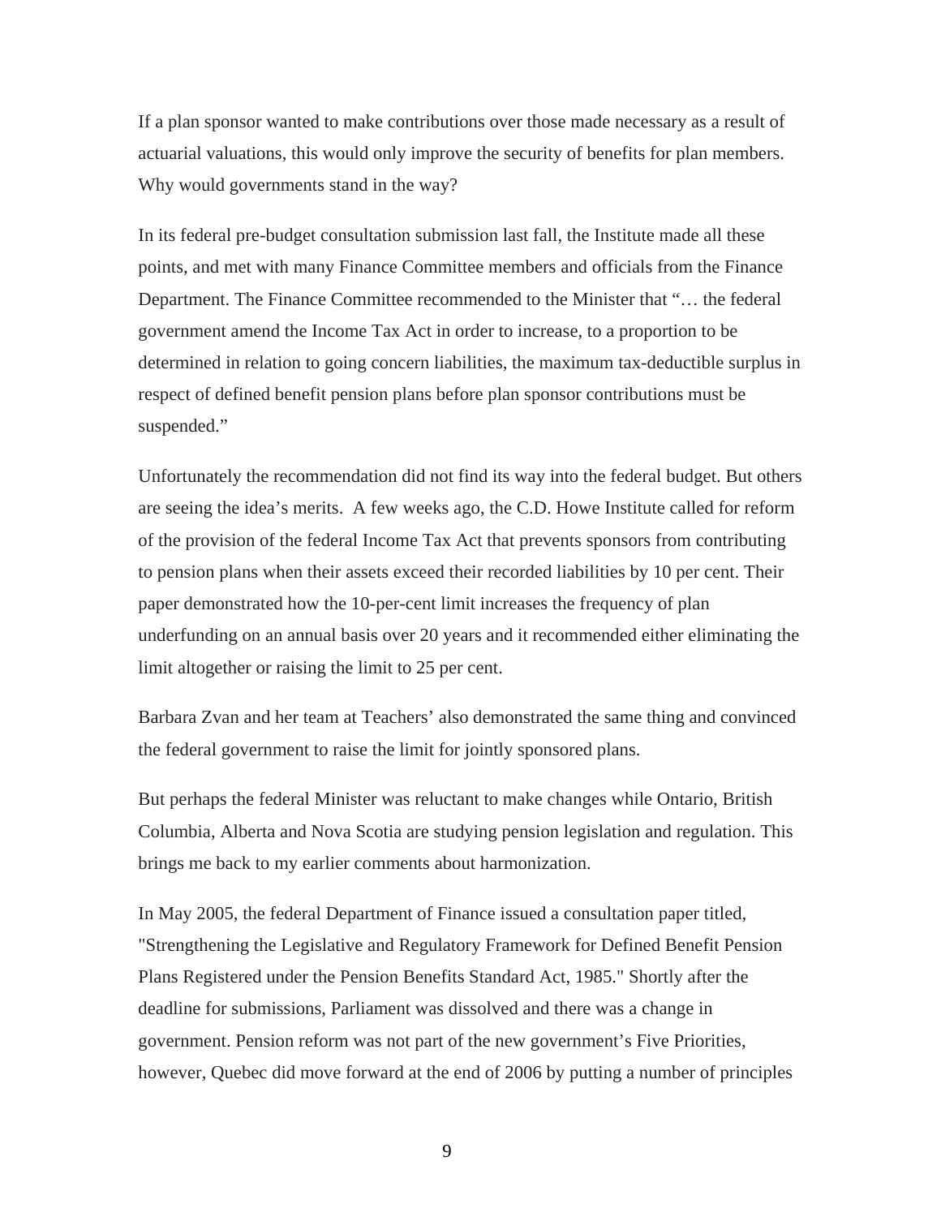If a plan sponsor wanted to make contributions over those made necessary as a result of actuarial valuations, this would only improve the security of benefits for plan members. Why would governments stand in the way?

In its federal pre-budget consultation submission last fall, the Institute made all these points, and met with many Finance Committee members and officials from the Finance Department. The Finance Committee recommended to the Minister that "… the federal government amend the Income Tax Act in order to increase, to a proportion to be determined in relation to going concern liabilities, the maximum tax-deductible surplus in respect of defined benefit pension plans before plan sponsor contributions must be suspended."

Unfortunately the recommendation did not find its way into the federal budget. But others are seeing the idea's merits. A few weeks ago, the C.D. Howe Institute called for reform of the provision of the federal Income Tax Act that prevents sponsors from contributing to pension plans when their assets exceed their recorded liabilities by 10 per cent. Their paper demonstrated how the 10-per-cent limit increases the frequency of plan underfunding on an annual basis over 20 years and it recommended either eliminating the limit altogether or raising the limit to 25 per cent.

Barbara Zvan and her team at Teachers' also demonstrated the same thing and convinced the federal government to raise the limit for jointly sponsored plans.

But perhaps the federal Minister was reluctant to make changes while Ontario, British Columbia, Alberta and Nova Scotia are studying pension legislation and regulation. This brings me back to my earlier comments about harmonization.

In May 2005, the federal Department of Finance issued a consultation paper titled, "Strengthening the Legislative and Regulatory Framework for Defined Benefit Pension Plans Registered under the Pension Benefits Standard Act, 1985." Shortly after the deadline for submissions, Parliament was dissolved and there was a change in government. Pension reform was not part of the new government's Five Priorities, however, Quebec did move forward at the end of 2006 by putting a number of principles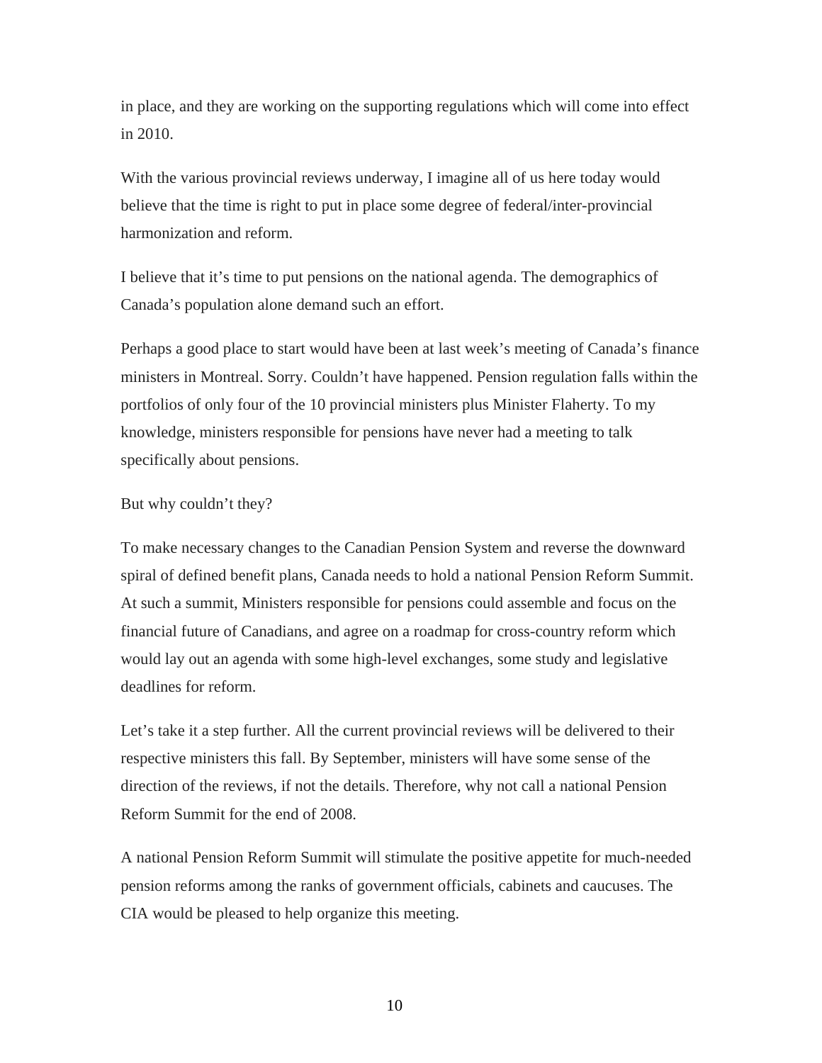in place, and they are working on the supporting regulations which will come into effect in 2010.

With the various provincial reviews underway, I imagine all of us here today would believe that the time is right to put in place some degree of federal/inter-provincial harmonization and reform.

I believe that it's time to put pensions on the national agenda. The demographics of Canada's population alone demand such an effort.

Perhaps a good place to start would have been at last week's meeting of Canada's finance ministers in Montreal. Sorry. Couldn't have happened. Pension regulation falls within the portfolios of only four of the 10 provincial ministers plus Minister Flaherty. To my knowledge, ministers responsible for pensions have never had a meeting to talk specifically about pensions.

But why couldn't they?

To make necessary changes to the Canadian Pension System and reverse the downward spiral of defined benefit plans, Canada needs to hold a national Pension Reform Summit. At such a summit, Ministers responsible for pensions could assemble and focus on the financial future of Canadians, and agree on a roadmap for cross-country reform which would lay out an agenda with some high-level exchanges, some study and legislative deadlines for reform.

Let's take it a step further. All the current provincial reviews will be delivered to their respective ministers this fall. By September, ministers will have some sense of the direction of the reviews, if not the details. Therefore, why not call a national Pension Reform Summit for the end of 2008.

A national Pension Reform Summit will stimulate the positive appetite for much-needed pension reforms among the ranks of government officials, cabinets and caucuses. The CIA would be pleased to help organize this meeting.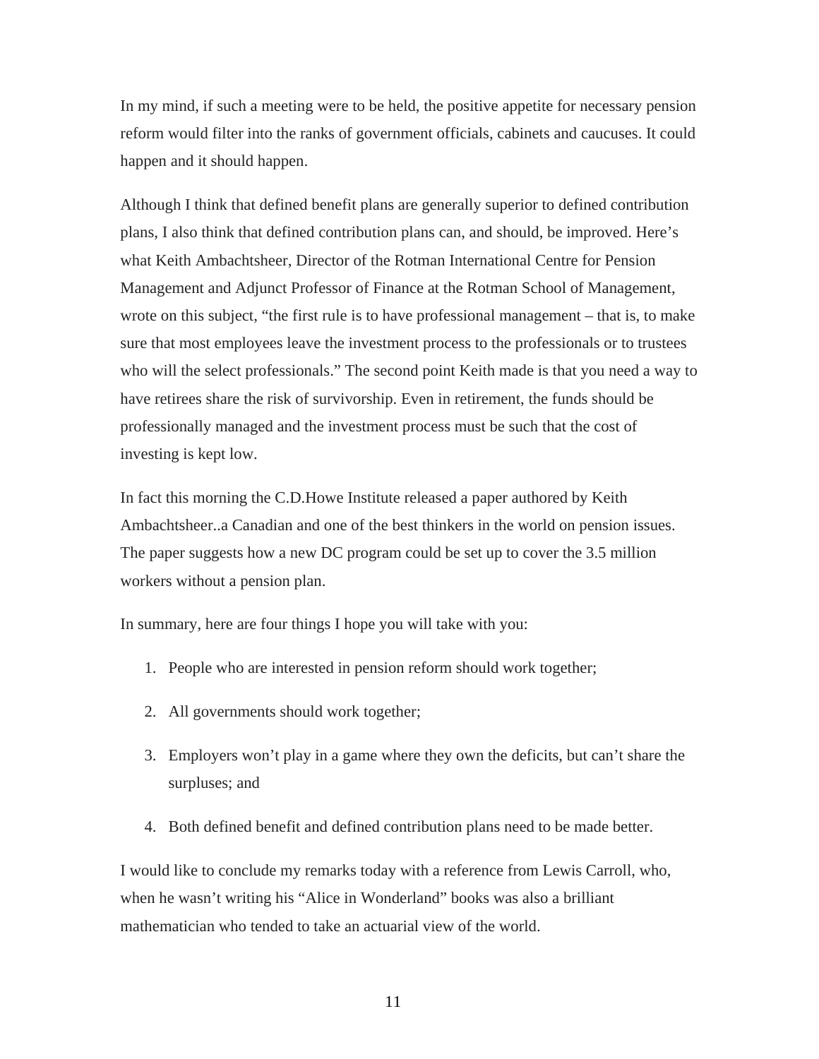In my mind, if such a meeting were to be held, the positive appetite for necessary pension reform would filter into the ranks of government officials, cabinets and caucuses. It could happen and it should happen.

Although I think that defined benefit plans are generally superior to defined contribution plans, I also think that defined contribution plans can, and should, be improved. Here's what Keith Ambachtsheer, Director of the Rotman International Centre for Pension Management and Adjunct Professor of Finance at the Rotman School of Management, wrote on this subject, "the first rule is to have professional management – that is, to make sure that most employees leave the investment process to the professionals or to trustees who will the select professionals." The second point Keith made is that you need a way to have retirees share the risk of survivorship. Even in retirement, the funds should be professionally managed and the investment process must be such that the cost of investing is kept low.

In fact this morning the C.D.Howe Institute released a paper authored by Keith Ambachtsheer..a Canadian and one of the best thinkers in the world on pension issues. The paper suggests how a new DC program could be set up to cover the 3.5 million workers without a pension plan.

In summary, here are four things I hope you will take with you:

1. People who are interested in pension reform should work together;
2. All governments should work together;
3. Employers won't play in a game where they own the deficits, but can't share the surpluses; and
4. Both defined benefit and defined contribution plans need to be made better.

I would like to conclude my remarks today with a reference from Lewis Carroll, who, when he wasn't writing his "Alice in Wonderland" books was also a brilliant mathematician who tended to take an actuarial view of the world.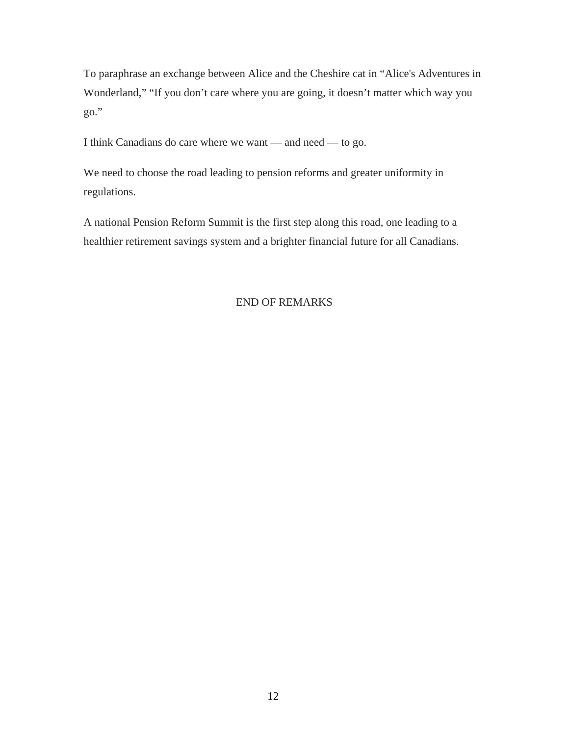To paraphrase an exchange between Alice and the Cheshire cat in "Alice's Adventures in Wonderland," "If you don't care where you are going, it doesn't matter which way you go."

I think Canadians do care where we want — and need — to go.

We need to choose the road leading to pension reforms and greater uniformity in regulations.

A national Pension Reform Summit is the first step along this road, one leading to a healthier retirement savings system and a brighter financial future for all Canadians.

END OF REMARKS